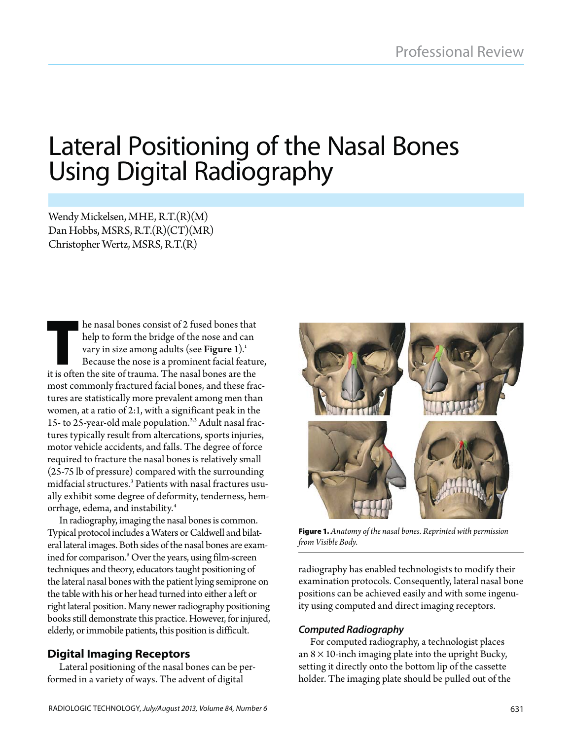# Lateral Positioning of the Nasal Bones Using Digital Radiography

Wendy Mickelsen, MHE, R.T.(R)(M)
Dan Hobbs, MSRS, R.T.(R)(CT)(MR)
Christopher Wertz, MSRS, R.T.(R)

The nasal bones consist of 2 fused bones that help to form the bridge of the nose and can vary in size among adults (see **Figure 1**).[1] Because the nose is a prominent facial feature, it is often the site of trauma. The nasal bones are the most commonly fractured facial bones, and these fractures are statistically more prevalent among men than women, at a ratio of 2:1, with a significant peak in the 15- to 25-year-old male population.[2,3] Adult nasal fractures typically result from altercations, sports injuries, motor vehicle accidents, and falls. The degree of force required to fracture the nasal bones is relatively small (25-75 lb of pressure) compared with the surrounding midfacial structures.[3] Patients with nasal fractures usually exhibit some degree of deformity, tenderness, hemorrhage, edema, and instability.[4]

In radiography, imaging the nasal bones is common. Typical protocol includes a Waters or Caldwell and bilateral lateral images. Both sides of the nasal bones are examined for comparison.[5] Over the years, using film-screen techniques and theory, educators taught positioning of the lateral nasal bones with the patient lying semiprone on the table with his or her head turned into either a left or right lateral position. Many newer radiography positioning books still demonstrate this practice. However, for injured, elderly, or immobile patients, this position is difficult.

**Figure 1.** *Anatomy of the nasal bones. Reprinted with permission from Visible Body.*

## Digital Imaging Receptors

Lateral positioning of the nasal bones can be performed in a variety of ways. The advent of digital radiography has enabled technologists to modify their examination protocols. Consequently, lateral nasal bone positions can be achieved easily and with some ingenuity using computed and direct imaging receptors.

### *Computed Radiography*

For computed radiography, a technologist places an 8 × 10-inch imaging plate into the upright Bucky, setting it directly onto the bottom lip of the cassette holder. The imaging plate should be pulled out of the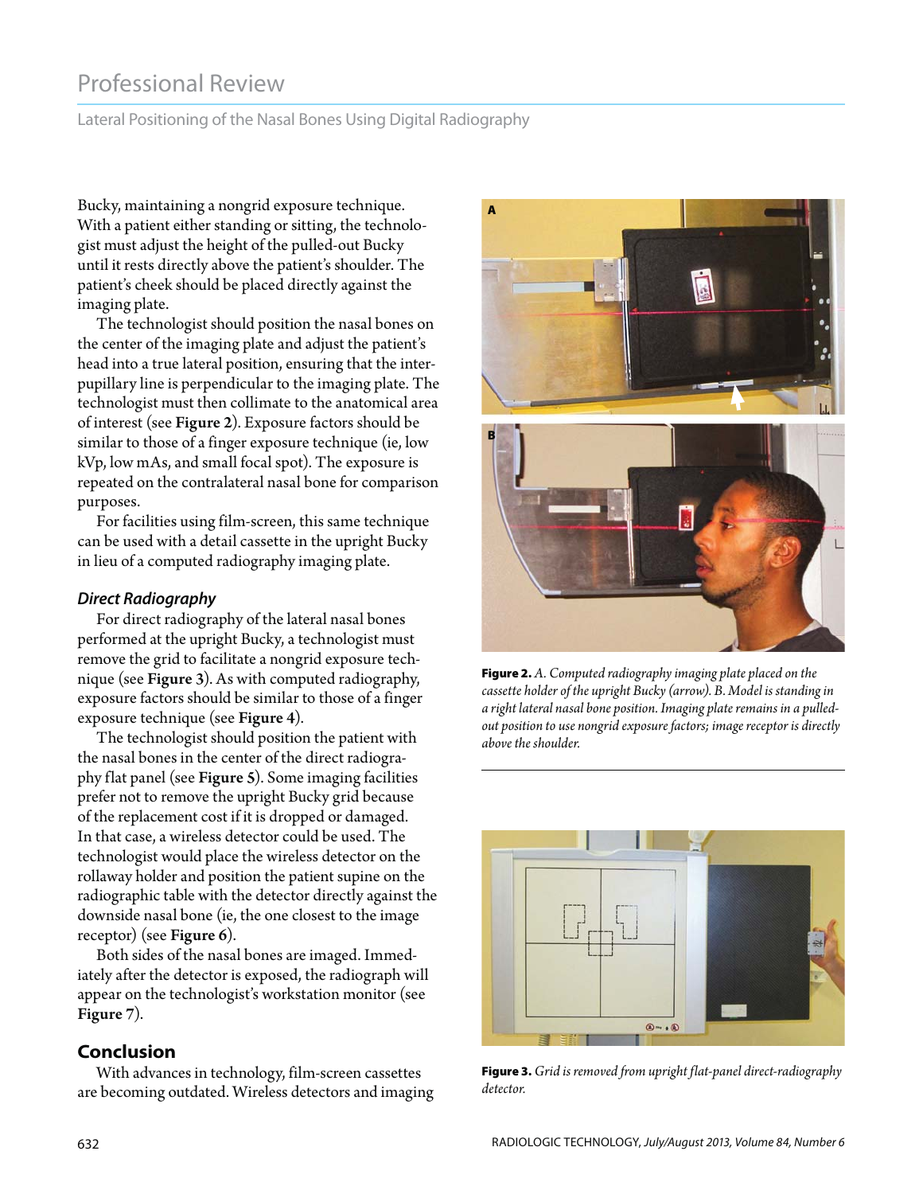Bucky, maintaining a nongrid exposure technique. With a patient either standing or sitting, the technologist must adjust the height of the pulled-out Bucky until it rests directly above the patient's shoulder. The patient's cheek should be placed directly against the imaging plate.

The technologist should position the nasal bones on the center of the imaging plate and adjust the patient's head into a true lateral position, ensuring that the interpupillary line is perpendicular to the imaging plate. The technologist must then collimate to the anatomical area of interest (see **Figure 2**). Exposure factors should be similar to those of a finger exposure technique (ie, low kVp, low mAs, and small focal spot). The exposure is repeated on the contralateral nasal bone for comparison purposes.

For facilities using film-screen, this same technique can be used with a detail cassette in the upright Bucky in lieu of a computed radiography imaging plate.

### *Direct Radiography*

For direct radiography of the lateral nasal bones performed at the upright Bucky, a technologist must remove the grid to facilitate a nongrid exposure technique (see **Figure 3**). As with computed radiography, exposure factors should be similar to those of a finger exposure technique (see **Figure 4**).

The technologist should position the patient with the nasal bones in the center of the direct radiography flat panel (see **Figure 5**). Some imaging facilities prefer not to remove the upright Bucky grid because of the replacement cost if it is dropped or damaged. In that case, a wireless detector could be used. The technologist would place the wireless detector on the rollaway holder and position the patient supine on the radiographic table with the detector directly against the downside nasal bone (ie, the one closest to the image receptor) (see **Figure 6**).

Both sides of the nasal bones are imaged. Immediately after the detector is exposed, the radiograph will appear on the technologist's workstation monitor (see **Figure 7**).

## Conclusion

With advances in technology, film-screen cassettes are becoming outdated. Wireless detectors and imaging

**Figure 2.** *A. Computed radiography imaging plate placed on the cassette holder of the upright Bucky (arrow). B. Model is standing in a right lateral nasal bone position. Imaging plate remains in a pulled-out position to use nongrid exposure factors; image receptor is directly above the shoulder.*

**Figure 3.** *Grid is removed from upright flat-panel direct-radiography detector.*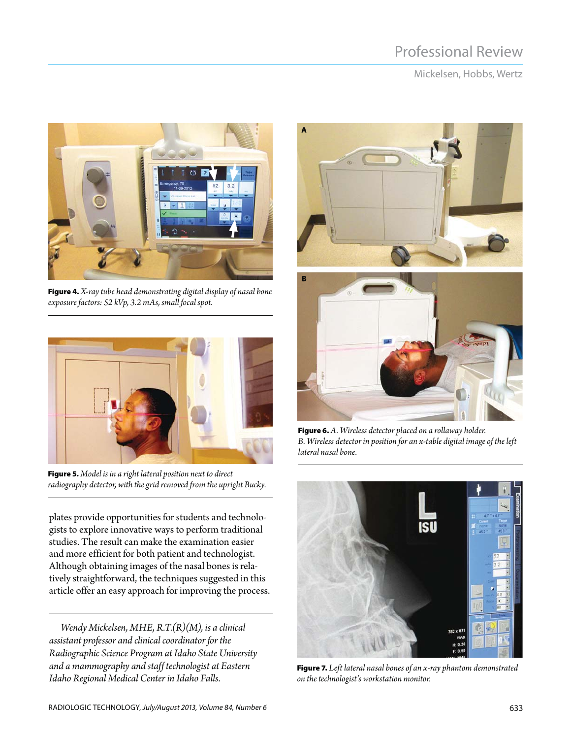**Figure 4.** *X-ray tube head demonstrating digital display of nasal bone exposure factors: 52 kVp, 3.2 mAs, small focal spot.*

**Figure 5.** *Model is in a right lateral position next to direct radiography detector, with the grid removed from the upright Bucky.*

plates provide opportunities for students and technologists to explore innovative ways to perform traditional studies. The result can make the examination easier and more efficient for both patient and technologist. Although obtaining images of the nasal bones is relatively straightforward, the techniques suggested in this article offer an easy approach for improving the process.

*Wendy Mickelsen, MHE, R.T.(R)(M), is a clinical assistant professor and clinical coordinator for the Radiographic Science Program at Idaho State University and a mammography and staff technologist at Eastern Idaho Regional Medical Center in Idaho Falls.*

**Figure 6.** *A. Wireless detector placed on a rollaway holder. B. Wireless detector in position for an x-table digital image of the left lateral nasal bone.*

**Figure 7.** *Left lateral nasal bones of an x-ray phantom demonstrated on the technologist's workstation monitor.*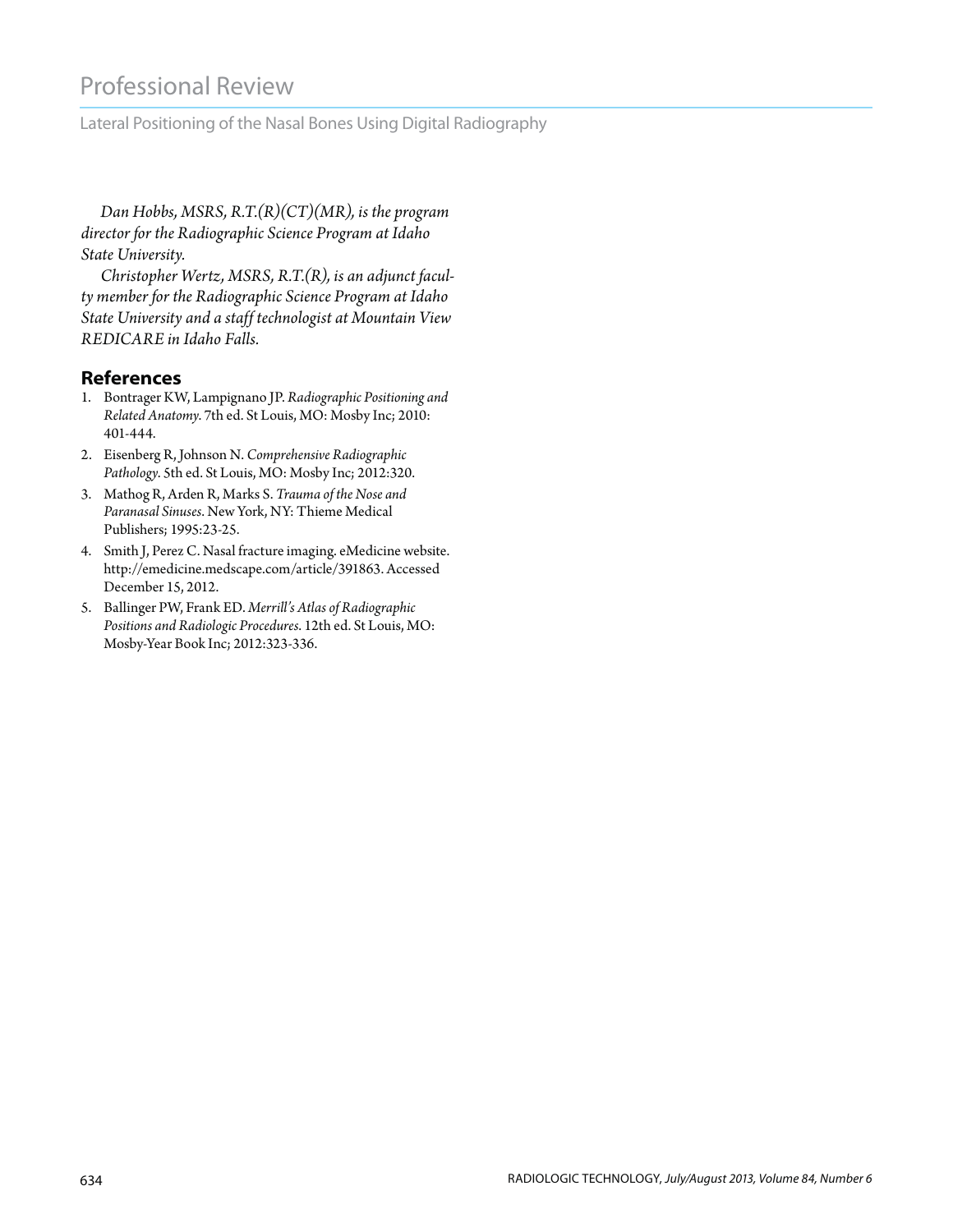*Dan Hobbs, MSRS, R.T.(R)(CT)(MR), is the program director for the Radiographic Science Program at Idaho State University.*

*Christopher Wertz, MSRS, R.T.(R), is an adjunct faculty member for the Radiographic Science Program at Idaho State University and a staff technologist at Mountain View REDICARE in Idaho Falls.*

## References

1. Bontrager KW, Lampignano JP. *Radiographic Positioning and Related Anatomy*. 7th ed. St Louis, MO: Mosby Inc; 2010: 401-444.
2. Eisenberg R, Johnson N. *Comprehensive Radiographic Pathology*. 5th ed. St Louis, MO: Mosby Inc; 2012:320.
3. Mathog R, Arden R, Marks S. *Trauma of the Nose and Paranasal Sinuses*. New York, NY: Thieme Medical Publishers; 1995:23-25.
4. Smith J, Perez C. Nasal fracture imaging. eMedicine website. http://emedicine.medscape.com/article/391863. Accessed December 15, 2012.
5. Ballinger PW, Frank ED. *Merrill's Atlas of Radiographic Positions and Radiologic Procedures*. 12th ed. St Louis, MO: Mosby-Year Book Inc; 2012:323-336.